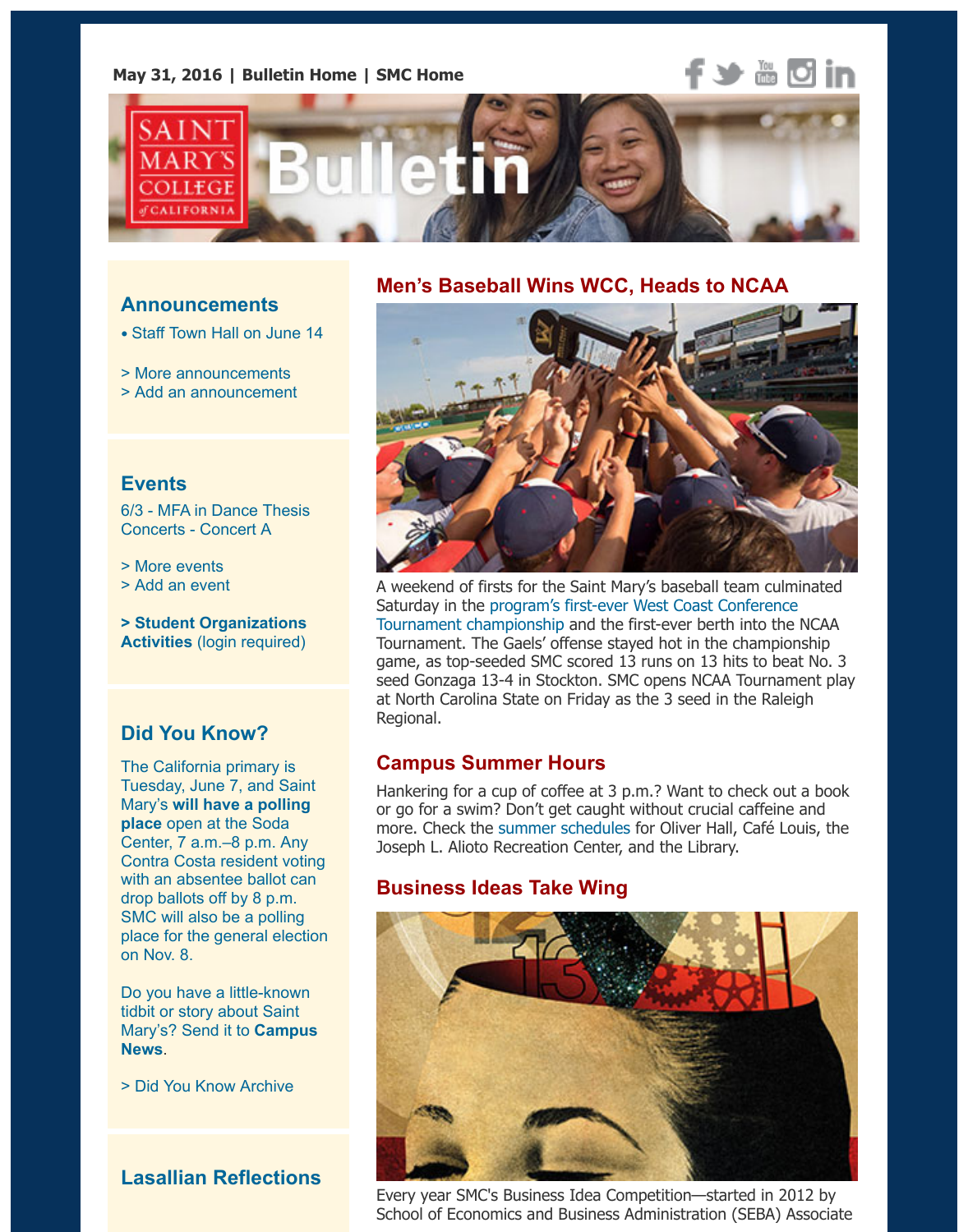May 31, 2016 | Bulletin Home | SMC Home

# Saint Mary's College of California Bulletin

## Announcements

- Staff Town Hall on June 14

> More announcements
> Add an announcement

## Events

6/3 - MFA in Dance Thesis Concerts - Concert A

> More events
> Add an event

**> Student Organizations Activities** (login required)

## Did You Know?

The California primary is Tuesday, June 7, and Saint Mary's **will have a polling place** open at the Soda Center, 7 a.m.–8 p.m. Any Contra Costa resident voting with an absentee ballot can drop ballots off by 8 p.m. SMC will also be a polling place for the general election on Nov. 8.

Do you have a little-known tidbit or story about Saint Mary's? Send it to **Campus News**.

> Did You Know Archive

## Lasallian Reflections

## Men's Baseball Wins WCC, Heads to NCAA

A weekend of firsts for the Saint Mary's baseball team culminated Saturday in the program's first-ever West Coast Conference Tournament championship and the first-ever berth into the NCAA Tournament. The Gaels' offense stayed hot in the championship game, as top-seeded SMC scored 13 runs on 13 hits to beat No. 3 seed Gonzaga 13-4 in Stockton. SMC opens NCAA Tournament play at North Carolina State on Friday as the 3 seed in the Raleigh Regional.

## Campus Summer Hours

Hankering for a cup of coffee at 3 p.m.? Want to check out a book or go for a swim? Don't get caught without crucial caffeine and more. Check the summer schedules for Oliver Hall, Café Louis, the Joseph L. Alioto Recreation Center, and the Library.

## Business Ideas Take Wing

Every year SMC's Business Idea Competition—started in 2012 by School of Economics and Business Administration (SEBA) Associate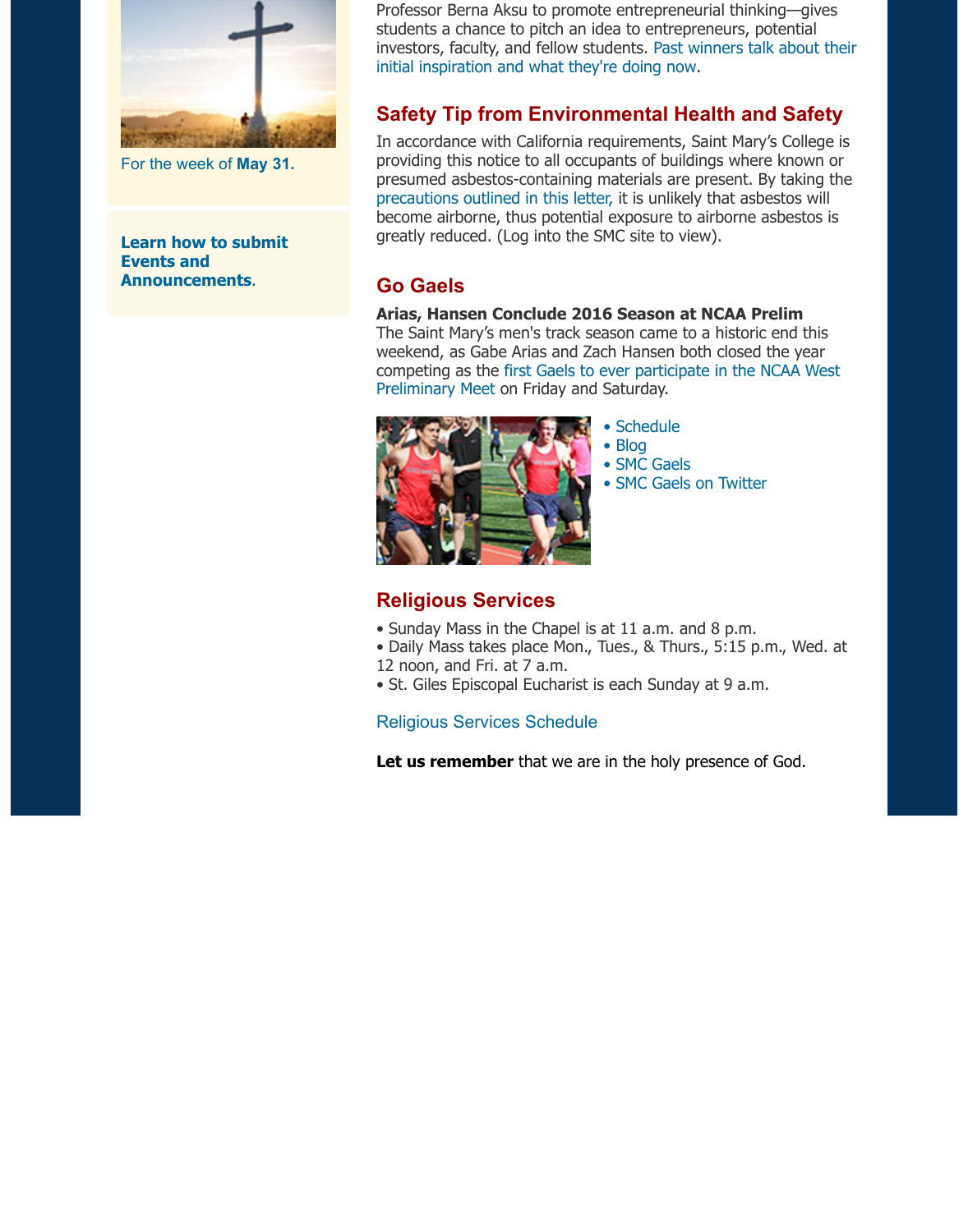For the week of **May 31**.

**Learn how to submit Events and Announcements**.

Professor Berna Aksu to promote entrepreneurial thinking—gives students a chance to pitch an idea to entrepreneurs, potential investors, faculty, and fellow students. Past winners talk about their initial inspiration and what they're doing now.

## Safety Tip from Environmental Health and Safety

In accordance with California requirements, Saint Mary's College is providing this notice to all occupants of buildings where known or presumed asbestos-containing materials are present. By taking the precautions outlined in this letter, it is unlikely that asbestos will become airborne, thus potential exposure to airborne asbestos is greatly reduced. (Log into the SMC site to view).

## Go Gaels

**Arias, Hansen Conclude 2016 Season at NCAA Prelim**

The Saint Mary's men's track season came to a historic end this weekend, as Gabe Arias and Zach Hansen both closed the year competing as the first Gaels to ever participate in the NCAA West Preliminary Meet on Friday and Saturday.

- Schedule
- Blog
- SMC Gaels
- SMC Gaels on Twitter

## Religious Services

- Sunday Mass in the Chapel is at 11 a.m. and 8 p.m.
- Daily Mass takes place Mon., Tues., & Thurs., 5:15 p.m., Wed. at 12 noon, and Fri. at 7 a.m.
- St. Giles Episcopal Eucharist is each Sunday at 9 a.m.

Religious Services Schedule

**Let us remember** that we are in the holy presence of God.